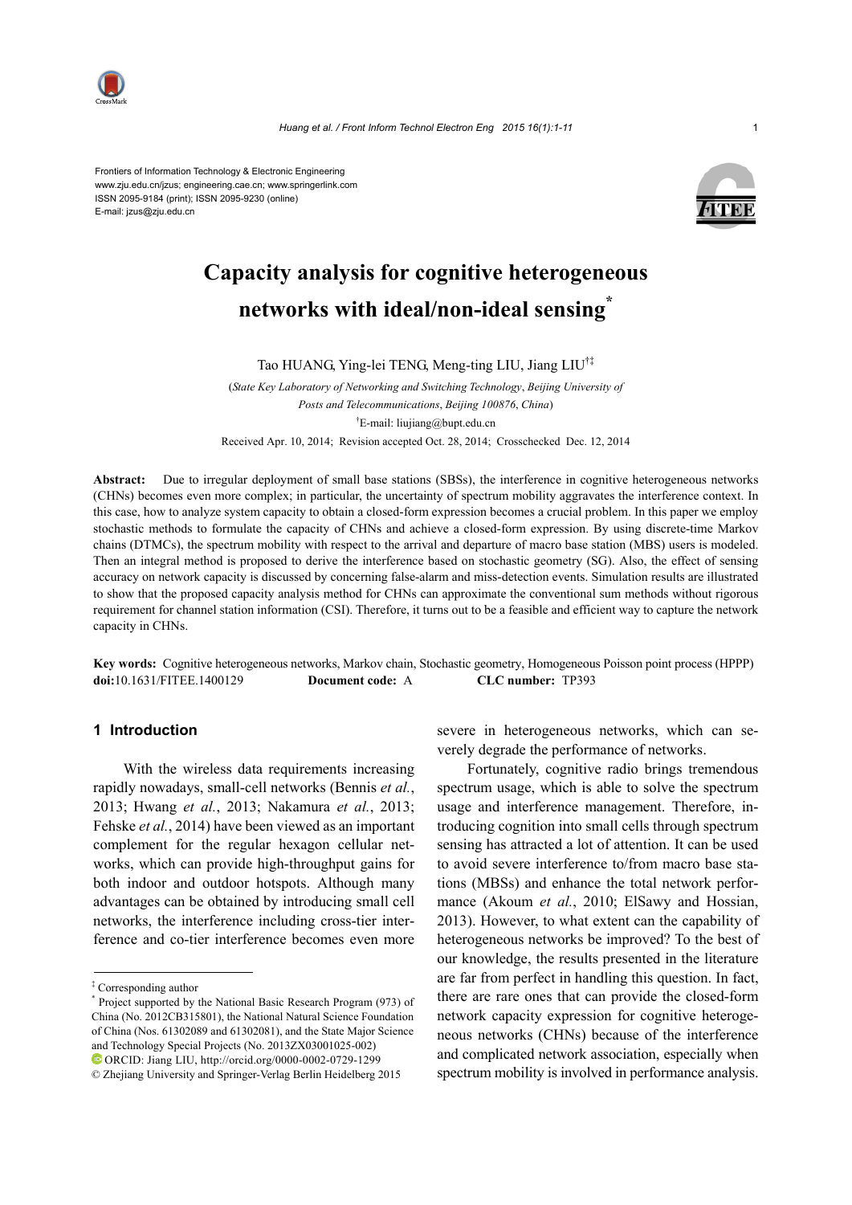Frontiers of Information Technology & Electronic Engineering
www.zju.edu.cn/jzus; engineering.cae.cn; www.springerlink.com
ISSN 2095-9184 (print); ISSN 2095-9230 (online)
E-mail: jzus@zju.edu.cn

# Capacity analysis for cognitive heterogeneous networks with ideal/non-ideal sensing*

Tao HUANG, Ying-lei TENG, Meng-ting LIU, Jiang LIU[†‡]

(*State Key Laboratory of Networking and Switching Technology*, *Beijing University of Posts and Telecommunications*, *Beijing 100876*, *China*)

[†]E-mail: liujiang@bupt.edu.cn

Received Apr. 10, 2014; Revision accepted Oct. 28, 2014; Crosschecked Dec. 12, 2014

**Abstract:** Due to irregular deployment of small base stations (SBSs), the interference in cognitive heterogeneous networks (CHNs) becomes even more complex; in particular, the uncertainty of spectrum mobility aggravates the interference context. In this case, how to analyze system capacity to obtain a closed-form expression becomes a crucial problem. In this paper we employ stochastic methods to formulate the capacity of CHNs and achieve a closed-form expression. By using discrete-time Markov chains (DTMCs), the spectrum mobility with respect to the arrival and departure of macro base station (MBS) users is modeled. Then an integral method is proposed to derive the interference based on stochastic geometry (SG). Also, the effect of sensing accuracy on network capacity is discussed by concerning false-alarm and miss-detection events. Simulation results are illustrated to show that the proposed capacity analysis method for CHNs can approximate the conventional sum methods without rigorous requirement for channel station information (CSI). Therefore, it turns out to be a feasible and efficient way to capture the network capacity in CHNs.

**Key words:** Cognitive heterogeneous networks, Markov chain, Stochastic geometry, Homogeneous Poisson point process (HPPP)
**doi:**10.1631/FITEE.1400129 **Document code:** A **CLC number:** TP393

## 1 Introduction

With the wireless data requirements increasing rapidly nowadays, small-cell networks (Bennis *et al.*, 2013; Hwang *et al.*, 2013; Nakamura *et al.*, 2013; Fehske *et al.*, 2014) have been viewed as an important complement for the regular hexagon cellular networks, which can provide high-throughput gains for both indoor and outdoor hotspots. Although many advantages can be obtained by introducing small cell networks, the interference including cross-tier interference and co-tier interference becomes even more severe in heterogeneous networks, which can severely degrade the performance of networks.

Fortunately, cognitive radio brings tremendous spectrum usage, which is able to solve the spectrum usage and interference management. Therefore, introducing cognition into small cells through spectrum sensing has attracted a lot of attention. It can be used to avoid severe interference to/from macro base stations (MBSs) and enhance the total network performance (Akoum *et al.*, 2010; ElSawy and Hossian, 2013). However, to what extent can the capability of heterogeneous networks be improved? To the best of our knowledge, the results presented in the literature are far from perfect in handling this question. In fact, there are rare ones that can provide the closed-form network capacity expression for cognitive heterogeneous networks (CHNs) because of the interference and complicated network association, especially when spectrum mobility is involved in performance analysis.

---

[‡] Corresponding author

[*] Project supported by the National Basic Research Program (973) of China (No. 2012CB315801), the National Natural Science Foundation of China (Nos. 61302089 and 61302081), and the State Major Science and Technology Special Projects (No. 2013ZX03001025-002)

ORCID: Jiang LIU, http://orcid.org/0000-0002-0729-1299

© Zhejiang University and Springer-Verlag Berlin Heidelberg 2015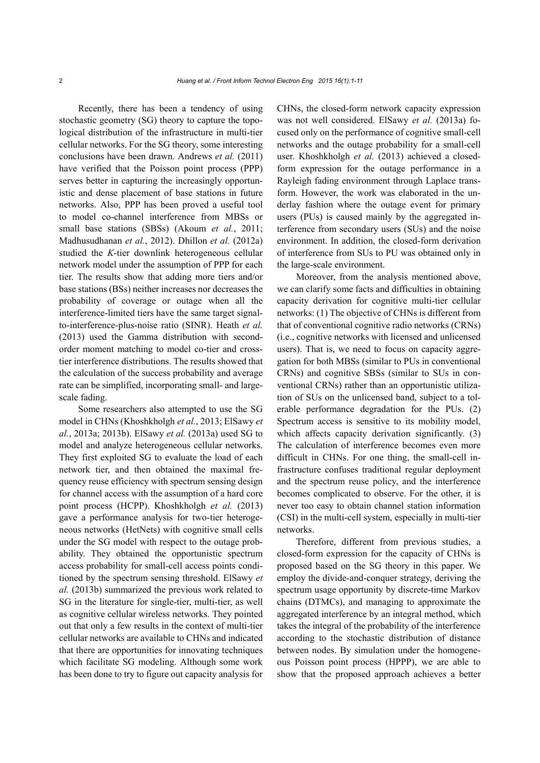Recently, there has been a tendency of using stochastic geometry (SG) theory to capture the topological distribution of the infrastructure in multi-tier cellular networks. For the SG theory, some interesting conclusions have been drawn. Andrews *et al.* (2011) have verified that the Poisson point process (PPP) serves better in capturing the increasingly opportunistic and dense placement of base stations in future networks. Also, PPP has been proved a useful tool to model co-channel interference from MBSs or small base stations (SBSs) (Akoum *et al.*, 2011; Madhusudhanan *et al.*, 2012). Dhillon *et al.* (2012a) studied the *K*-tier downlink heterogeneous cellular network model under the assumption of PPP for each tier. The results show that adding more tiers and/or base stations (BSs) neither increases nor decreases the probability of coverage or outage when all the interference-limited tiers have the same target signal-to-interference-plus-noise ratio (SINR). Heath *et al.* (2013) used the Gamma distribution with second-order moment matching to model co-tier and cross-tier interference distributions. The results showed that the calculation of the success probability and average rate can be simplified, incorporating small- and large-scale fading.

Some researchers also attempted to use the SG model in CHNs (Khoshkholgh *et al.*, 2013; ElSawy *et al.*, 2013a; 2013b). ElSawy *et al.* (2013a) used SG to model and analyze heterogeneous cellular networks. They first exploited SG to evaluate the load of each network tier, and then obtained the maximal frequency reuse efficiency with spectrum sensing design for channel access with the assumption of a hard core point process (HCPP). Khoshkholgh *et al.* (2013) gave a performance analysis for two-tier heterogeneous networks (HetNets) with cognitive small cells under the SG model with respect to the outage probability. They obtained the opportunistic spectrum access probability for small-cell access points conditioned by the spectrum sensing threshold. ElSawy *et al.* (2013b) summarized the previous work related to SG in the literature for single-tier, multi-tier, as well as cognitive cellular wireless networks. They pointed out that only a few results in the context of multi-tier cellular networks are available to CHNs and indicated that there are opportunities for innovating techniques which facilitate SG modeling. Although some work has been done to try to figure out capacity analysis for CHNs, the closed-form network capacity expression was not well considered. ElSawy *et al.* (2013a) focused only on the performance of cognitive small-cell networks and the outage probability for a small-cell user. Khoshkholgh *et al.* (2013) achieved a closed-form expression for the outage performance in a Rayleigh fading environment through Laplace transform. However, the work was elaborated in the underlay fashion where the outage event for primary users (PUs) is caused mainly by the aggregated interference from secondary users (SUs) and the noise environment. In addition, the closed-form derivation of interference from SUs to PU was obtained only in the large-scale environment.

Moreover, from the analysis mentioned above, we can clarify some facts and difficulties in obtaining capacity derivation for cognitive multi-tier cellular networks: (1) The objective of CHNs is different from that of conventional cognitive radio networks (CRNs) (i.e., cognitive networks with licensed and unlicensed users). That is, we need to focus on capacity aggregation for both MBSs (similar to PUs in conventional CRNs) and cognitive SBSs (similar to SUs in conventional CRNs) rather than an opportunistic utilization of SUs on the unlicensed band, subject to a tolerable performance degradation for the PUs. (2) Spectrum access is sensitive to its mobility model, which affects capacity derivation significantly. (3) The calculation of interference becomes even more difficult in CHNs. For one thing, the small-cell infrastructure confuses traditional regular deployment and the spectrum reuse policy, and the interference becomes complicated to observe. For the other, it is never too easy to obtain channel station information (CSI) in the multi-cell system, especially in multi-tier networks.

Therefore, different from previous studies, a closed-form expression for the capacity of CHNs is proposed based on the SG theory in this paper. We employ the divide-and-conquer strategy, deriving the spectrum usage opportunity by discrete-time Markov chains (DTMCs), and managing to approximate the aggregated interference by an integral method, which takes the integral of the probability of the interference according to the stochastic distribution of distance between nodes. By simulation under the homogeneous Poisson point process (HPPP), we are able to show that the proposed approach achieves a better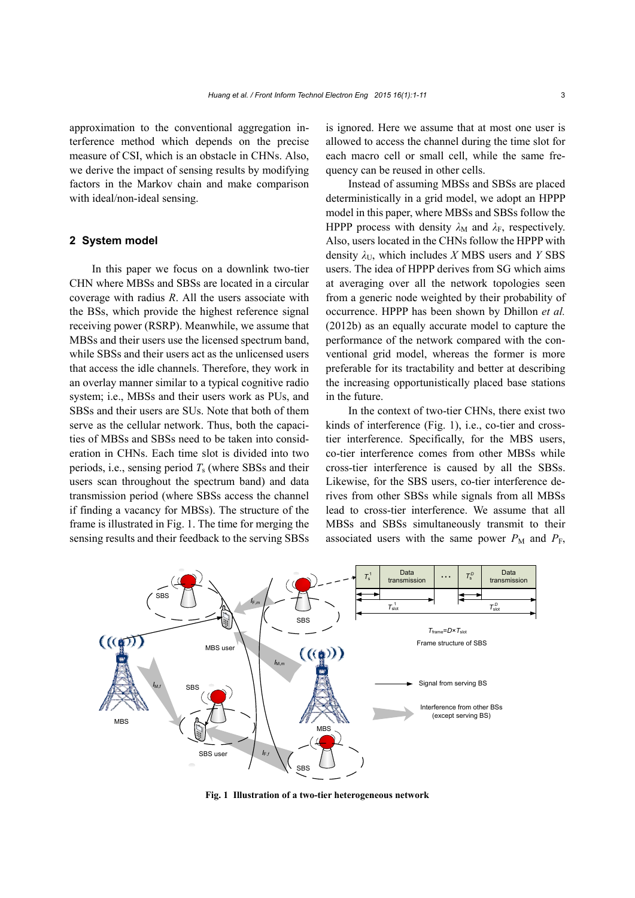approximation to the conventional aggregation interference method which depends on the precise measure of CSI, which is an obstacle in CHNs. Also, we derive the impact of sensing results by modifying factors in the Markov chain and make comparison with ideal/non-ideal sensing.

## 2 System model

In this paper we focus on a downlink two-tier CHN where MBSs and SBSs are located in a circular coverage with radius $R$. All the users associate with the BSs, which provide the highest reference signal receiving power (RSRP). Meanwhile, we assume that MBSs and their users use the licensed spectrum band, while SBSs and their users act as the unlicensed users that access the idle channels. Therefore, they work in an overlay manner similar to a typical cognitive radio system; i.e., MBSs and their users work as PUs, and SBSs and their users are SUs. Note that both of them serve as the cellular network. Thus, both the capacities of MBSs and SBSs need to be taken into consideration in CHNs. Each time slot is divided into two periods, i.e., sensing period $T_s$ (where SBSs and their users scan throughout the spectrum band) and data transmission period (where SBSs access the channel if finding a vacancy for MBSs). The structure of the frame is illustrated in Fig. 1. The time for merging the sensing results and their feedback to the serving SBSs is ignored. Here we assume that at most one user is allowed to access the channel during the time slot for each macro cell or small cell, while the same frequency can be reused in other cells.

Instead of assuming MBSs and SBSs are placed deterministically in a grid model, we adopt an HPPP model in this paper, where MBSs and SBSs follow the HPPP process with density $\lambda_M$ and $\lambda_F$, respectively. Also, users located in the CHNs follow the HPPP with density $\lambda_U$, which includes $X$ MBS users and $Y$ SBS users. The idea of HPPP derives from SG which aims at averaging over all the network topologies seen from a generic node weighted by their probability of occurrence. HPPP has been shown by Dhillon *et al.* (2012b) as an equally accurate model to capture the performance of the network compared with the conventional grid model, whereas the former is more preferable for its tractability and better at describing the increasing opportunistically placed base stations in the future.

In the context of two-tier CHNs, there exist two kinds of interference (Fig. 1), i.e., co-tier and cross-tier interference. Specifically, for the MBS users, co-tier interference comes from other MBSs while cross-tier interference is caused by all the SBSs. Likewise, for the SBS users, co-tier interference derives from other SBSs while signals from all MBSs lead to cross-tier interference. We assume that all MBSs and SBSs simultaneously transmit to their associated users with the same power $P_M$ and $P_F$,

**Fig. 1 Illustration of a two-tier heterogeneous network**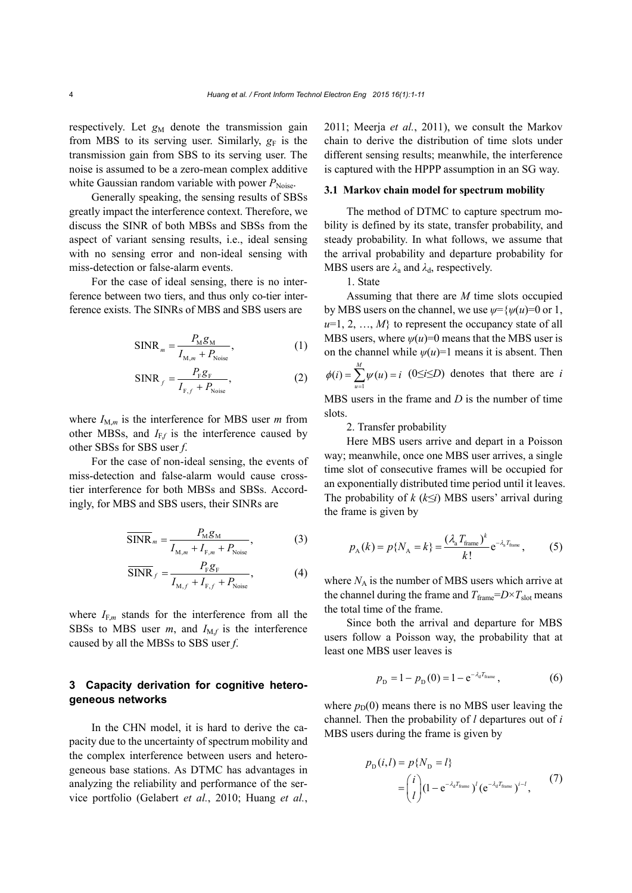respectively. Let $g_M$ denote the transmission gain from MBS to its serving user. Similarly, $g_F$ is the transmission gain from SBS to its serving user. The noise is assumed to be a zero-mean complex additive white Gaussian random variable with power $P_{Noise}$.

Generally speaking, the sensing results of SBSs greatly impact the interference context. Therefore, we discuss the SINR of both MBSs and SBSs from the aspect of variant sensing results, i.e., ideal sensing with no sensing error and non-ideal sensing with miss-detection or false-alarm events.

For the case of ideal sensing, there is no interference between two tiers, and thus only co-tier interference exists. The SINRs of MBS and SBS users are

$$\mathrm{SINR}_m = \frac{P_M g_M}{I_{M,m} + P_{Noise}}, \tag{1}$$

$$\mathrm{SINR}_f = \frac{P_F g_F}{I_{F,f} + P_{Noise}}, \tag{2}$$

where $I_{M,m}$ is the interference for MBS user $m$ from other MBSs, and $I_{F,f}$ is the interference caused by other SBSs for SBS user $f$.

For the case of non-ideal sensing, the events of miss-detection and false-alarm would cause cross-tier interference for both MBSs and SBSs. Accordingly, for MBS and SBS users, their SINRs are

$$\overline{\mathrm{SINR}}_m = \frac{P_M g_M}{I_{M,m} + I_{F,m} + P_{Noise}}, \tag{3}$$

$$\overline{\mathrm{SINR}}_f = \frac{P_F g_F}{I_{M,f} + I_{F,f} + P_{Noise}}, \tag{4}$$

where $I_{F,m}$ stands for the interference from all the SBSs to MBS user $m$, and $I_{M,f}$ is the interference caused by all the MBSs to SBS user $f$.

## 3 Capacity derivation for cognitive heterogeneous networks

In the CHN model, it is hard to derive the capacity due to the uncertainty of spectrum mobility and the complex interference between users and heterogeneous base stations. As DTMC has advantages in analyzing the reliability and performance of the service portfolio (Gelabert *et al.*, 2010; Huang *et al.*, 2011; Meerja *et al.*, 2011), we consult the Markov chain to derive the distribution of time slots under different sensing results; meanwhile, the interference is captured with the HPPP assumption in an SG way.

### 3.1 Markov chain model for spectrum mobility

The method of DTMC to capture spectrum mobility is defined by its state, transfer probability, and steady probability. In what follows, we assume that the arrival probability and departure probability for MBS users are $\lambda_a$ and $\lambda_d$, respectively.

1. State

Assuming that there are $M$ time slots occupied by MBS users on the channel, we use $\psi=\{\psi(u)=0$ or 1, $u=1, 2, \ldots, M\}$ to represent the occupancy state of all MBS users, where $\psi(u)=0$ means that the MBS user is on the channel while $\psi(u)=1$ means it is absent. Then $\phi(i) = \sum_{u=1}^{M} \psi(u) = i$ $(0 \le i \le D)$ denotes that there are $i$ MBS users in the frame and $D$ is the number of time slots.

2. Transfer probability

Here MBS users arrive and depart in a Poisson way; meanwhile, once one MBS user arrives, a single time slot of consecutive frames will be occupied for an exponentially distributed time period until it leaves. The probability of $k$ $(k \le i)$ MBS users' arrival during the frame is given by

$$p_A(k) = p\{N_A = k\} = \frac{(\lambda_a T_{frame})^k}{k!} e^{-\lambda_a T_{frame}}, \tag{5}$$

where $N_A$ is the number of MBS users which arrive at the channel during the frame and $T_{frame}=D\times T_{slot}$ means the total time of the frame.

Since both the arrival and departure for MBS users follow a Poisson way, the probability that at least one MBS user leaves is

$$p_D = 1 - p_D(0) = 1 - e^{-\lambda_d T_{frame}}, \tag{6}$$

where $p_D(0)$ means there is no MBS user leaving the channel. Then the probability of $l$ departures out of $i$ MBS users during the frame is given by

$$\begin{aligned} p_D(i,l) &= p\{N_D = l\} \\ &= \binom{i}{l} (1 - e^{-\lambda_d T_{frame}})^l (e^{-\lambda_d T_{frame}})^{i-l}, \end{aligned} \tag{7}$$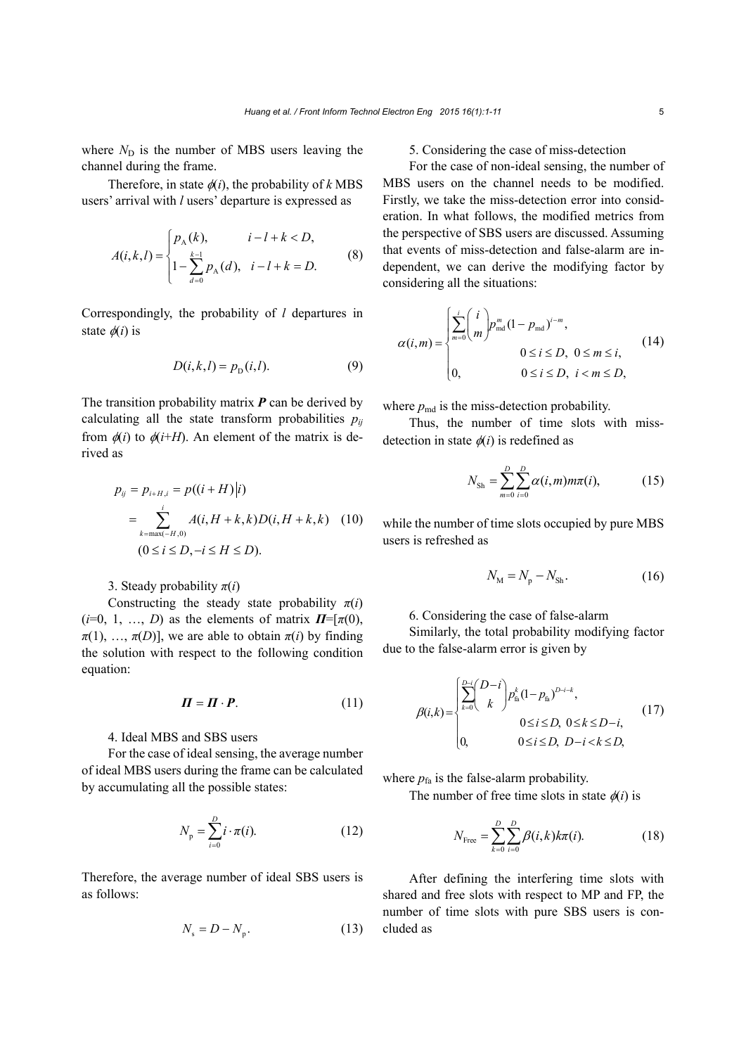where $N_D$ is the number of MBS users leaving the channel during the frame.

Therefore, in state $\phi(i)$, the probability of $k$ MBS users' arrival with $l$ users' departure is expressed as

$$A(i,k,l)=\begin{cases} p_A(k), & i-l+k<D, \\ 1-\sum_{d=0}^{k-1} p_A(d), & i-l+k=D. \end{cases} \tag{8}$$

Correspondingly, the probability of $l$ departures in state $\phi(i)$ is

$$D(i,k,l)=p_D(i,l). \tag{9}$$

The transition probability matrix $\boldsymbol{P}$ can be derived by calculating all the state transform probabilities $p_{ij}$ from $\phi(i)$ to $\phi(i+H)$. An element of the matrix is derived as

$$\begin{aligned} p_{ij} &= p_{i+H,i} = p((i+H)|i) \\ &= \sum_{k=\max(-H,0)}^{i} A(i,H+k,k)D(i,H+k,k) \\ &\quad (0\le i\le D, -i\le H\le D). \end{aligned} \tag{10}$$

3. Steady probability $\pi(i)$

Constructing the steady state probability $\pi(i)$ ($i$=0, 1, …, $D$) as the elements of matrix $\boldsymbol{\Pi}=[\pi(0), \pi(1), …, \pi(D)]$, we are able to obtain $\pi(i)$ by finding the solution with respect to the following condition equation:

$$\boldsymbol{\Pi}=\boldsymbol{\Pi}\cdot\boldsymbol{P}. \tag{11}$$

4. Ideal MBS and SBS users

For the case of ideal sensing, the average number of ideal MBS users during the frame can be calculated by accumulating all the possible states:

$$N_p=\sum_{i=0}^{D} i\cdot\pi(i). \tag{12}$$

Therefore, the average number of ideal SBS users is as follows:

$$N_s=D-N_p. \tag{13}$$

5. Considering the case of miss-detection

For the case of non-ideal sensing, the number of MBS users on the channel needs to be modified. Firstly, we take the miss-detection error into consideration. In what follows, the modified metrics from the perspective of SBS users are discussed. Assuming that events of miss-detection and false-alarm are independent, we can derive the modifying factor by considering all the situations:

$$\alpha(i,m)=\begin{cases} \sum_{m=0}^{i}\binom{i}{m} p_{\text{md}}^{m}(1-p_{\text{md}})^{i-m}, \\ \qquad\qquad 0\le i\le D,\ 0\le m\le i, \\ 0, \qquad\quad\ 0\le i\le D,\ i<m\le D, \end{cases} \tag{14}$$

where $p_{\text{md}}$ is the miss-detection probability.

Thus, the number of time slots with miss-detection in state $\phi(i)$ is redefined as

$$N_{\text{Sh}}=\sum_{m=0}^{D}\sum_{i=0}^{D}\alpha(i,m)m\pi(i), \tag{15}$$

while the number of time slots occupied by pure MBS users is refreshed as

$$N_M=N_p-N_{\text{Sh}}. \tag{16}$$

6. Considering the case of false-alarm

Similarly, the total probability modifying factor due to the false-alarm error is given by

$$\beta(i,k)=\begin{cases} \sum_{k=0}^{D-i}\binom{D-i}{k} p_{\text{fa}}^{k}(1-p_{\text{fa}})^{D-i-k}, \\ \qquad\qquad 0\le i\le D,\ 0\le k\le D-i, \\ 0, \qquad\quad\ 0\le i\le D,\ D-i<k\le D, \end{cases} \tag{17}$$

where $p_{\text{fa}}$ is the false-alarm probability.

The number of free time slots in state $\phi(i)$ is

$$N_{\text{Free}}=\sum_{k=0}^{D}\sum_{i=0}^{D}\beta(i,k)k\pi(i). \tag{18}$$

After defining the interfering time slots with shared and free slots with respect to MP and FP, the number of time slots with pure SBS users is concluded as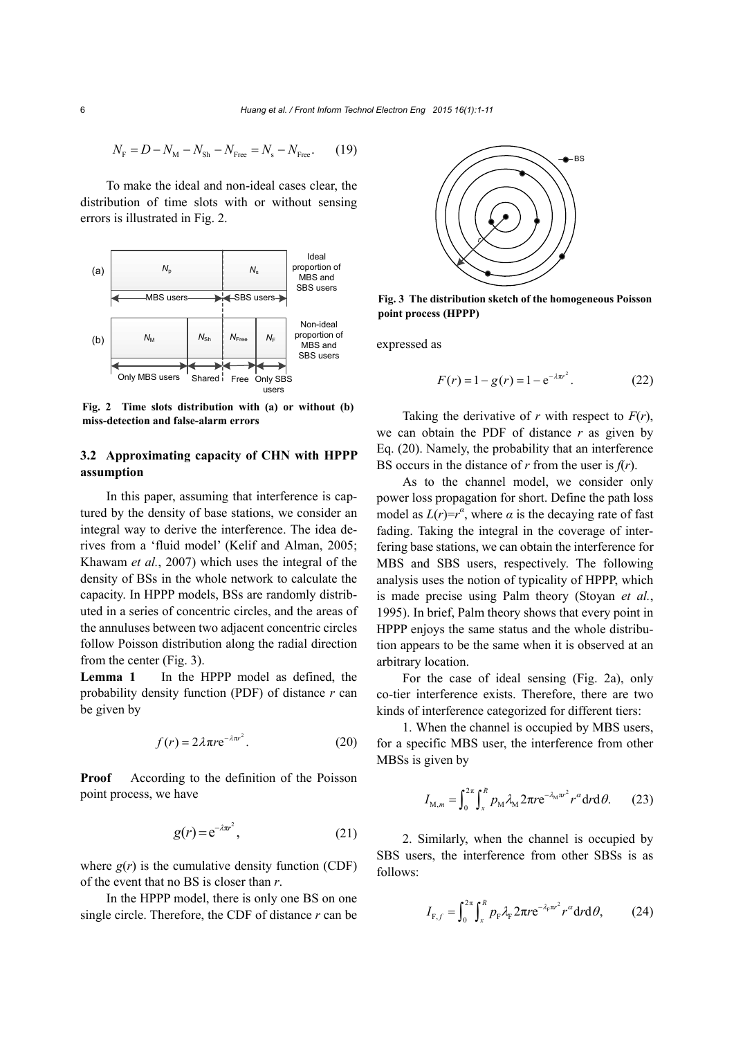$$N_{\mathrm{F}} = D - N_{\mathrm{M}} - N_{\mathrm{Sh}} - N_{\mathrm{Free}} = N_{\mathrm{s}} - N_{\mathrm{Free}}. \quad (19)$$

To make the ideal and non-ideal cases clear, the distribution of time slots with or without sensing errors is illustrated in Fig. 2.

Fig. 2 Time slots distribution with (a) or without (b) miss-detection and false-alarm errors

### 3.2 Approximating capacity of CHN with HPPP assumption

In this paper, assuming that interference is captured by the density of base stations, we consider an integral way to derive the interference. The idea derives from a 'fluid model' (Kelif and Alman, 2005; Khawam *et al.*, 2007) which uses the integral of the density of BSs in the whole network to calculate the capacity. In HPPP models, BSs are randomly distributed in a series of concentric circles, and the areas of the annuluses between two adjacent concentric circles follow Poisson distribution along the radial direction from the center (Fig. 3).

**Lemma 1** In the HPPP model as defined, the probability density function (PDF) of distance $r$ can be given by

$$f(r) = 2\lambda \pi r \mathrm{e}^{-\lambda \pi r^2}. \quad (20)$$

**Proof** According to the definition of the Poisson point process, we have

$$g(r) = \mathrm{e}^{-\lambda \pi r^2}, \quad (21)$$

where $g(r)$ is the cumulative density function (CDF) of the event that no BS is closer than $r$.

In the HPPP model, there is only one BS on one single circle. Therefore, the CDF of distance $r$ can be expressed as

Fig. 3 The distribution sketch of the homogeneous Poisson point process (HPPP)

$$F(r) = 1 - g(r) = 1 - \mathrm{e}^{-\lambda \pi r^2}. \quad (22)$$

Taking the derivative of $r$ with respect to $F(r)$, we can obtain the PDF of distance $r$ as given by Eq. (20). Namely, the probability that an interference BS occurs in the distance of $r$ from the user is $f(r)$.

As to the channel model, we consider only power loss propagation for short. Define the path loss model as $L(r)=r^{\alpha}$, where $\alpha$ is the decaying rate of fast fading. Taking the integral in the coverage of interfering base stations, we can obtain the interference for MBS and SBS users, respectively. The following analysis uses the notion of typicality of HPPP, which is made precise using Palm theory (Stoyan *et al.*, 1995). In brief, Palm theory shows that every point in HPPP enjoys the same status and the whole distribution appears to be the same when it is observed at an arbitrary location.

For the case of ideal sensing (Fig. 2a), only co-tier interference exists. Therefore, there are two kinds of interference categorized for different tiers:

1. When the channel is occupied by MBS users, for a specific MBS user, the interference from other MBSs is given by

$$I_{\mathrm{M},m} = \int_0^{2\pi} \int_x^R p_{\mathrm{M}} \lambda_{\mathrm{M}} 2\pi r \mathrm{e}^{-\lambda_{\mathrm{M}} \pi r^2} r^{\alpha} \mathrm{d}r \mathrm{d}\theta. \quad (23)$$

2. Similarly, when the channel is occupied by SBS users, the interference from other SBSs is as follows:

$$I_{\mathrm{F},f} = \int_0^{2\pi} \int_x^R p_{\mathrm{F}} \lambda_{\mathrm{F}} 2\pi r \mathrm{e}^{-\lambda_{\mathrm{F}} \pi r^2} r^{\alpha} \mathrm{d}r \mathrm{d}\theta, \quad (24)$$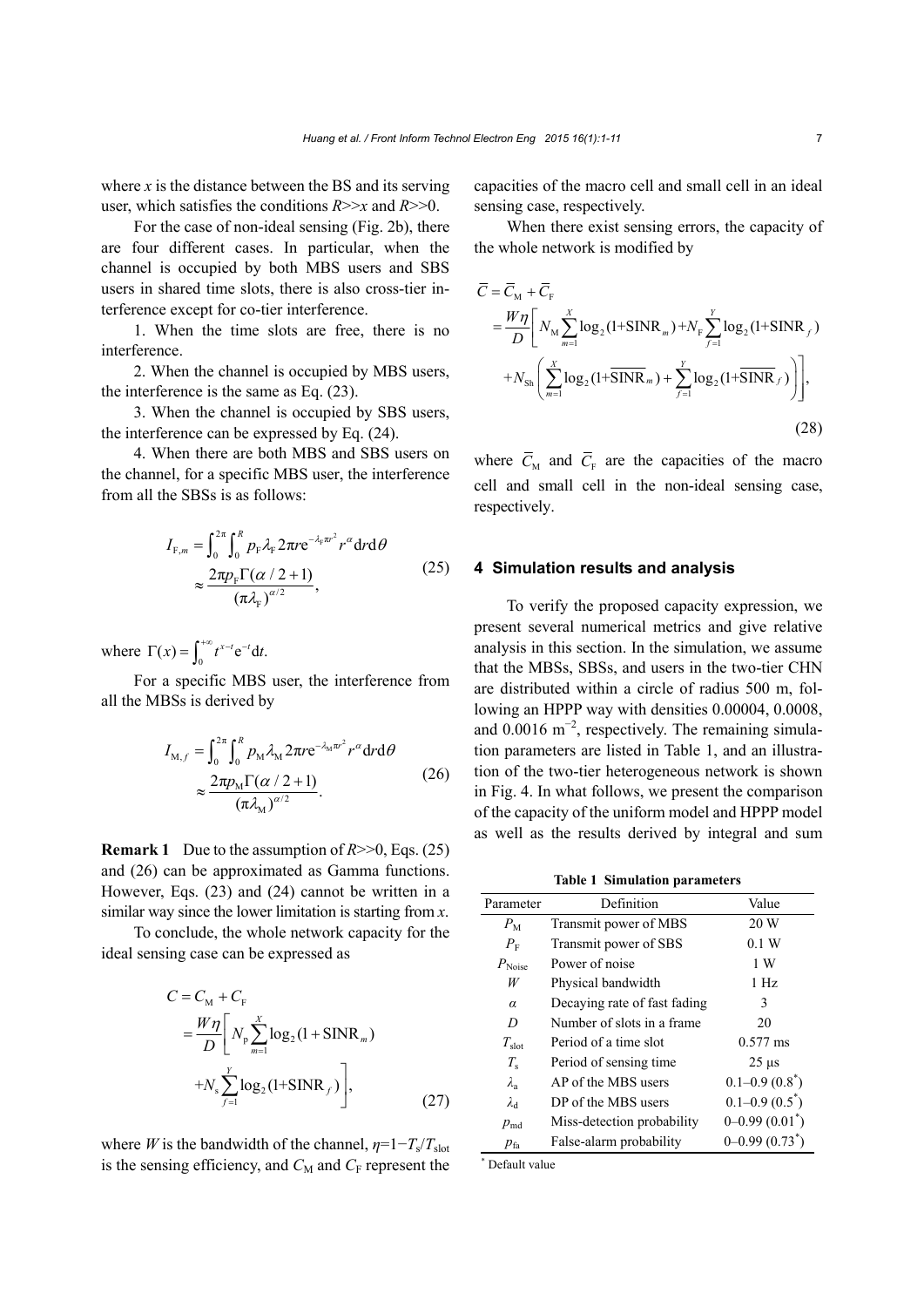where $x$ is the distance between the BS and its serving user, which satisfies the conditions $R>>x$ and $R>>0$.

For the case of non-ideal sensing (Fig. 2b), there are four different cases. In particular, when the channel is occupied by both MBS users and SBS users in shared time slots, there is also cross-tier interference except for co-tier interference.

1. When the time slots are free, there is no interference.

2. When the channel is occupied by MBS users, the interference is the same as Eq. (23).

3. When the channel is occupied by SBS users, the interference can be expressed by Eq. (24).

4. When there are both MBS and SBS users on the channel, for a specific MBS user, the interference from all the SBSs is as follows:

$$
\begin{aligned}
I_{\mathrm{F},m} &= \int_0^{2\pi}\int_0^{R} p_{\mathrm{F}}\lambda_{\mathrm{F}} 2\pi r \mathrm{e}^{-\lambda_{\mathrm{F}}\pi r^2} r^{\alpha}\mathrm{d}r\mathrm{d}\theta \\
&\approx \frac{2\pi p_{\mathrm{F}}\Gamma(\alpha/2+1)}{(\pi\lambda_{\mathrm{F}})^{\alpha/2}},
\end{aligned} \tag{25}
$$

where $\Gamma(x)=\int_0^{+\infty} t^{x-t}\mathrm{e}^{-t}\mathrm{d}t$.

For a specific MBS user, the interference from all the MBSs is derived by

$$
\begin{aligned}
I_{\mathrm{M},f} &= \int_0^{2\pi}\int_0^{R} p_{\mathrm{M}}\lambda_{\mathrm{M}} 2\pi r \mathrm{e}^{-\lambda_{\mathrm{M}}\pi r^2} r^{\alpha}\mathrm{d}r\mathrm{d}\theta \\
&\approx \frac{2\pi p_{\mathrm{M}}\Gamma(\alpha/2+1)}{(\pi\lambda_{\mathrm{M}})^{\alpha/2}}.
\end{aligned} \tag{26}
$$

**Remark 1** Due to the assumption of $R>>0$, Eqs. (25) and (26) can be approximated as Gamma functions. However, Eqs. (23) and (24) cannot be written in a similar way since the lower limitation is starting from $x$.

To conclude, the whole network capacity for the ideal sensing case can be expressed as

$$
\begin{aligned}
C &= C_{\mathrm{M}} + C_{\mathrm{F}} \\
&= \frac{W\eta}{D}\Bigg[N_{\mathrm{p}}\sum_{m=1}^{X}\log_2(1+\mathrm{SINR}_m) \\
&\quad + N_{\mathrm{s}}\sum_{f=1}^{Y}\log_2(1+\mathrm{SINR}_f)\Bigg],
\end{aligned} \tag{27}
$$

where $W$ is the bandwidth of the channel, $\eta=1-T_{\mathrm{s}}/T_{\mathrm{slot}}$ is the sensing efficiency, and $C_{\mathrm{M}}$ and $C_{\mathrm{F}}$ represent the capacities of the macro cell and small cell in an ideal sensing case, respectively.

When there exist sensing errors, the capacity of the whole network is modified by

$$
\begin{aligned}
\overline{C} &= \overline{C}_{\mathrm{M}} + \overline{C}_{\mathrm{F}} \\
&= \frac{W\eta}{D}\Bigg[N_{\mathrm{M}}\sum_{m=1}^{X}\log_2(1+\mathrm{SINR}_m) + N_{\mathrm{F}}\sum_{f=1}^{Y}\log_2(1+\mathrm{SINR}_f) \\
&\quad + N_{\mathrm{Sh}}\left(\sum_{m=1}^{X}\log_2(1+\overline{\mathrm{SINR}}_m) + \sum_{f=1}^{Y}\log_2(1+\overline{\mathrm{SINR}}_f)\right)\Bigg],
\end{aligned} \tag{28}
$$

where $\overline{C}_{\mathrm{M}}$ and $\overline{C}_{\mathrm{F}}$ are the capacities of the macro cell and small cell in the non-ideal sensing case, respectively.

## 4 Simulation results and analysis

To verify the proposed capacity expression, we present several numerical metrics and give relative analysis in this section. In the simulation, we assume that the MBSs, SBSs, and users in the two-tier CHN are distributed within a circle of radius 500 m, following an HPPP way with densities 0.00004, 0.0008, and 0.0016 m$^{-2}$, respectively. The remaining simulation parameters are listed in Table 1, and an illustration of the two-tier heterogeneous network is shown in Fig. 4. In what follows, we present the comparison of the capacity of the uniform model and HPPP model as well as the results derived by integral and sum

**Table 1 Simulation parameters**

| Parameter | Definition | Value |
|---|---|---|
| $P_{\mathrm{M}}$ | Transmit power of MBS | 20 W |
| $P_{\mathrm{F}}$ | Transmit power of SBS | 0.1 W |
| $P_{\mathrm{Noise}}$ | Power of noise | 1 W |
| $W$ | Physical bandwidth | 1 Hz |
| $\alpha$ | Decaying rate of fast fading | 3 |
| $D$ | Number of slots in a frame | 20 |
| $T_{\mathrm{slot}}$ | Period of a time slot | 0.577 ms |
| $T_{\mathrm{s}}$ | Period of sensing time | 25 μs |
| $\lambda_{\mathrm{a}}$ | AP of the MBS users | 0.1–0.9 (0.8*) |
| $\lambda_{\mathrm{d}}$ | DP of the MBS users | 0.1–0.9 (0.5*) |
| $p_{\mathrm{md}}$ | Miss-detection probability | 0–0.99 (0.01*) |
| $p_{\mathrm{fa}}$ | False-alarm probability | 0–0.99 (0.73*) |

* Default value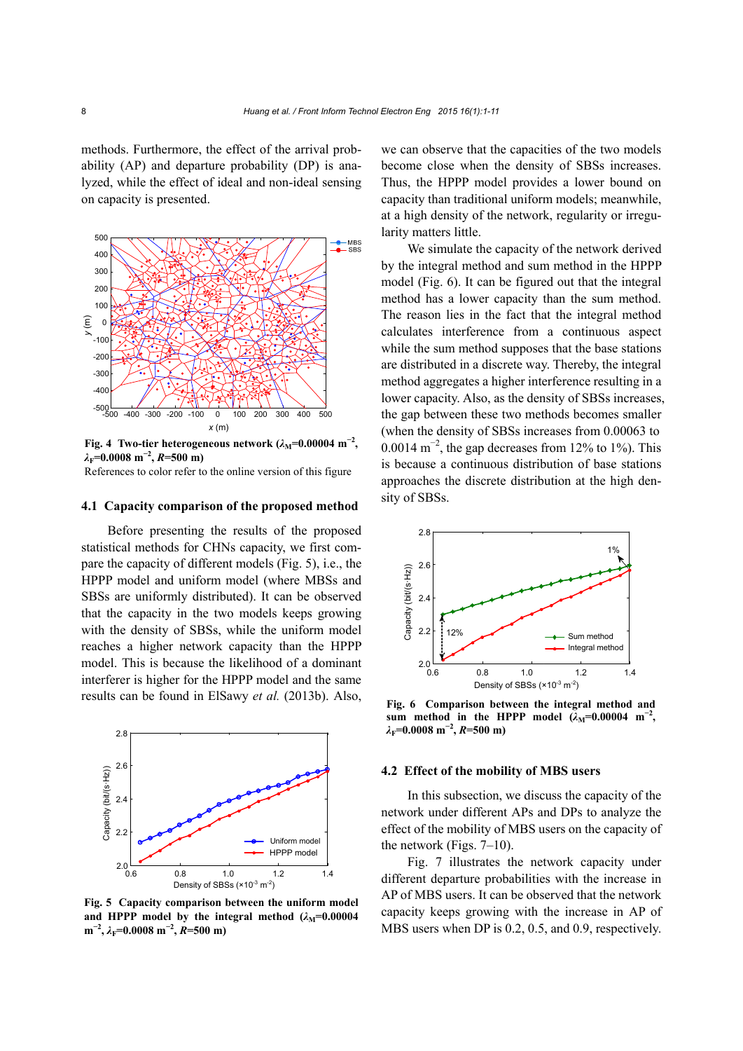methods. Furthermore, the effect of the arrival probability (AP) and departure probability (DP) is analyzed, while the effect of ideal and non-ideal sensing on capacity is presented.

Fig. 4 Two-tier heterogeneous network ($\lambda_M$=0.00004 m$^{-2}$, $\lambda_F$=0.0008 m$^{-2}$, $R$=500 m)

References to color refer to the online version of this figure

### 4.1 Capacity comparison of the proposed method

Before presenting the results of the proposed statistical methods for CHNs capacity, we first compare the capacity of different models (Fig. 5), i.e., the HPPP model and uniform model (where MBSs and SBSs are uniformly distributed). It can be observed that the capacity in the two models keeps growing with the density of SBSs, while the uniform model reaches a higher network capacity than the HPPP model. This is because the likelihood of a dominant interferer is higher for the HPPP model and the same results can be found in ElSawy *et al.* (2013b). Also, we can observe that the capacities of the two models become close when the density of SBSs increases. Thus, the HPPP model provides a lower bound on capacity than traditional uniform models; meanwhile, at a high density of the network, regularity or irregularity matters little.

Fig. 5 Capacity comparison between the uniform model and HPPP model by the integral method ($\lambda_M$=0.00004 m$^{-2}$, $\lambda_F$=0.0008 m$^{-2}$, $R$=500 m)

We simulate the capacity of the network derived by the integral method and sum method in the HPPP model (Fig. 6). It can be figured out that the integral method has a lower capacity than the sum method. The reason lies in the fact that the integral method calculates interference from a continuous aspect while the sum method supposes that the base stations are distributed in a discrete way. Thereby, the integral method aggregates a higher interference resulting in a lower capacity. Also, as the density of SBSs increases, the gap between these two methods becomes smaller (when the density of SBSs increases from 0.00063 to 0.0014 m$^{-2}$, the gap decreases from 12% to 1%). This is because a continuous distribution of base stations approaches the discrete distribution at the high density of SBSs.

Fig. 6 Comparison between the integral method and sum method in the HPPP model ($\lambda_M$=0.00004 m$^{-2}$, $\lambda_F$=0.0008 m$^{-2}$, $R$=500 m)

### 4.2 Effect of the mobility of MBS users

In this subsection, we discuss the capacity of the network under different APs and DPs to analyze the effect of the mobility of MBS users on the capacity of the network (Figs. 7–10).

Fig. 7 illustrates the network capacity under different departure probabilities with the increase in AP of MBS users. It can be observed that the network capacity keeps growing with the increase in AP of MBS users when DP is 0.2, 0.5, and 0.9, respectively.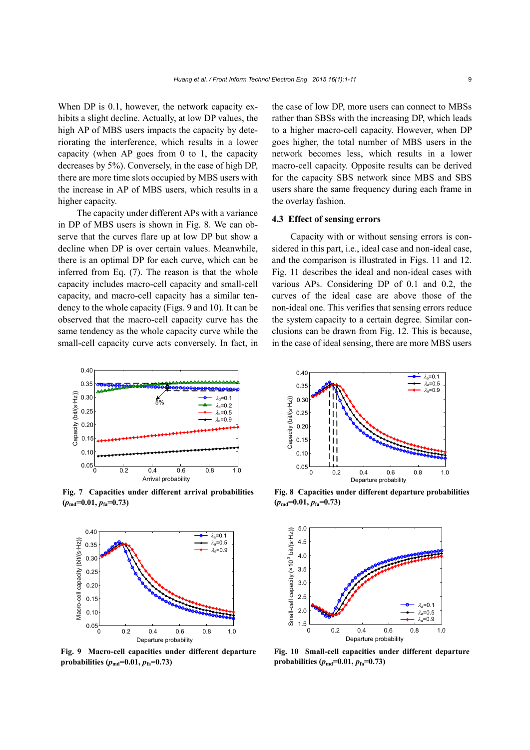When DP is 0.1, however, the network capacity exhibits a slight decline. Actually, at low DP values, the high AP of MBS users impacts the capacity by deteriorating the interference, which results in a lower capacity (when AP goes from 0 to 1, the capacity decreases by 5%). Conversely, in the case of high DP, there are more time slots occupied by MBS users with the increase in AP of MBS users, which results in a higher capacity.

The capacity under different APs with a variance in DP of MBS users is shown in Fig. 8. We can observe that the curves flare up at low DP but show a decline when DP is over certain values. Meanwhile, there is an optimal DP for each curve, which can be inferred from Eq. (7). The reason is that the whole capacity includes macro-cell capacity and small-cell capacity, and macro-cell capacity has a similar tendency to the whole capacity (Figs. 9 and 10). It can be observed that the macro-cell capacity curve has the same tendency as the whole capacity curve while the small-cell capacity curve acts conversely. In fact, in the case of low DP, more users can connect to MBSs rather than SBSs with the increasing DP, which leads to a higher macro-cell capacity. However, when DP goes higher, the total number of MBS users in the network becomes less, which results in a lower macro-cell capacity. Opposite results can be derived for the capacity SBS network since MBS and SBS users share the same frequency during each frame in the overlay fashion.

### 4.3 Effect of sensing errors

Capacity with or without sensing errors is considered in this part, i.e., ideal case and non-ideal case, and the comparison is illustrated in Figs. 11 and 12. Fig. 11 describes the ideal and non-ideal cases with various APs. Considering DP of 0.1 and 0.2, the curves of the ideal case are above those of the non-ideal one. This verifies that sensing errors reduce the system capacity to a certain degree. Similar conclusions can be drawn from Fig. 12. This is because, in the case of ideal sensing, there are more MBS users

**Fig. 7 Capacities under different arrival probabilities ($p_{md}$=0.01, $p_{fa}$=0.73)**

**Fig. 8 Capacities under different departure probabilities ($p_{md}$=0.01, $p_{fa}$=0.73)**

**Fig. 9 Macro-cell capacities under different departure probabilities ($p_{md}$=0.01, $p_{fa}$=0.73)**

**Fig. 10 Small-cell capacities under different departure probabilities ($p_{md}$=0.01, $p_{fa}$=0.73)**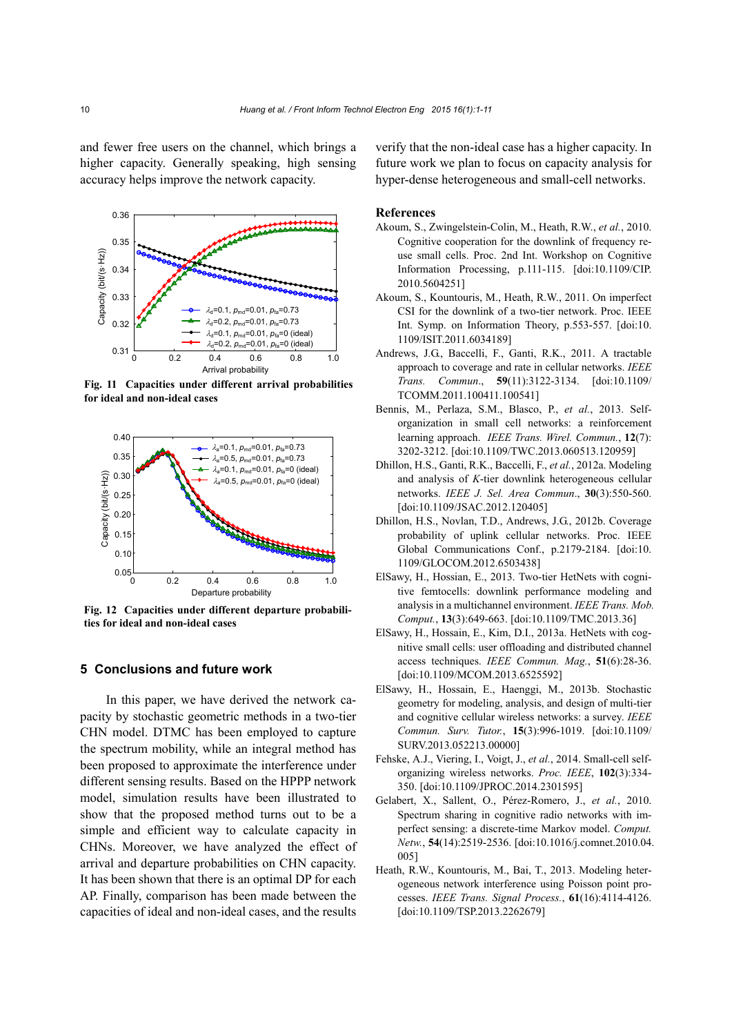and fewer free users on the channel, which brings a higher capacity. Generally speaking, high sensing accuracy helps improve the network capacity.

Fig. 11 Capacities under different arrival probabilities for ideal and non-ideal cases

Fig. 12 Capacities under different departure probabilities for ideal and non-ideal cases

## 5 Conclusions and future work

In this paper, we have derived the network capacity by stochastic geometric methods in a two-tier CHN model. DTMC has been employed to capture the spectrum mobility, while an integral method has been proposed to approximate the interference under different sensing results. Based on the HPPP network model, simulation results have been illustrated to show that the proposed method turns out to be a simple and efficient way to calculate capacity in CHNs. Moreover, we have analyzed the effect of arrival and departure probabilities on CHN capacity. It has been shown that there is an optimal DP for each AP. Finally, comparison has been made between the capacities of ideal and non-ideal cases, and the results verify that the non-ideal case has a higher capacity. In future work we plan to focus on capacity analysis for hyper-dense heterogeneous and small-cell networks.

## References

Akoum, S., Zwingelstein-Colin, M., Heath, R.W., *et al.*, 2010. Cognitive cooperation for the downlink of frequency reuse small cells. Proc. 2nd Int. Workshop on Cognitive Information Processing, p.111-115. [doi:10.1109/CIP.2010.5604251]

Akoum, S., Kountouris, M., Heath, R.W., 2011. On imperfect CSI for the downlink of a two-tier network. Proc. IEEE Int. Symp. on Information Theory, p.553-557. [doi:10.1109/ISIT.2011.6034189]

Andrews, J.G., Baccelli, F., Ganti, R.K., 2011. A tractable approach to coverage and rate in cellular networks. *IEEE Trans. Commun.*, **59**(11):3122-3134. [doi:10.1109/TCOMM.2011.100411.100541]

Bennis, M., Perlaza, S.M., Blasco, P., *et al.*, 2013. Self-organization in small cell networks: a reinforcement learning approach. *IEEE Trans. Wirel. Commun.*, **12**(7):3202-3212. [doi:10.1109/TWC.2013.060513.120959]

Dhillon, H.S., Ganti, R.K., Baccelli, F., *et al.*, 2012a. Modeling and analysis of *K*-tier downlink heterogeneous cellular networks. *IEEE J. Sel. Area Commun.*, **30**(3):550-560. [doi:10.1109/JSAC.2012.120405]

Dhillon, H.S., Novlan, T.D., Andrews, J.G., 2012b. Coverage probability of uplink cellular networks. Proc. IEEE Global Communications Conf., p.2179-2184. [doi:10.1109/GLOCOM.2012.6503438]

ElSawy, H., Hossian, E., 2013. Two-tier HetNets with cognitive femtocells: downlink performance modeling and analysis in a multichannel environment. *IEEE Trans. Mob. Comput.*, **13**(3):649-663. [doi:10.1109/TMC.2013.36]

ElSawy, H., Hossain, E., Kim, D.I., 2013a. HetNets with cognitive small cells: user offloading and distributed channel access techniques. *IEEE Commun. Mag.*, **51**(6):28-36. [doi:10.1109/MCOM.2013.6525592]

ElSawy, H., Hossain, E., Haenggi, M., 2013b. Stochastic geometry for modeling, analysis, and design of multi-tier and cognitive cellular wireless networks: a survey. *IEEE Commun. Surv. Tutor.*, **15**(3):996-1019. [doi:10.1109/SURV.2013.052213.00000]

Fehske, A.J., Viering, I., Voigt, J., *et al.*, 2014. Small-cell self-organizing wireless networks. *Proc. IEEE*, **102**(3):334-350. [doi:10.1109/JPROC.2014.2301595]

Gelabert, X., Sallent, O., Pérez-Romero, J., *et al.*, 2010. Spectrum sharing in cognitive radio networks with imperfect sensing: a discrete-time Markov model. *Comput. Netw.*, **54**(14):2519-2536. [doi:10.1016/j.comnet.2010.04.005]

Heath, R.W., Kountouris, M., Bai, T., 2013. Modeling heterogeneous network interference using Poisson point processes. *IEEE Trans. Signal Process.*, **61**(16):4114-4126. [doi:10.1109/TSP.2013.2262679]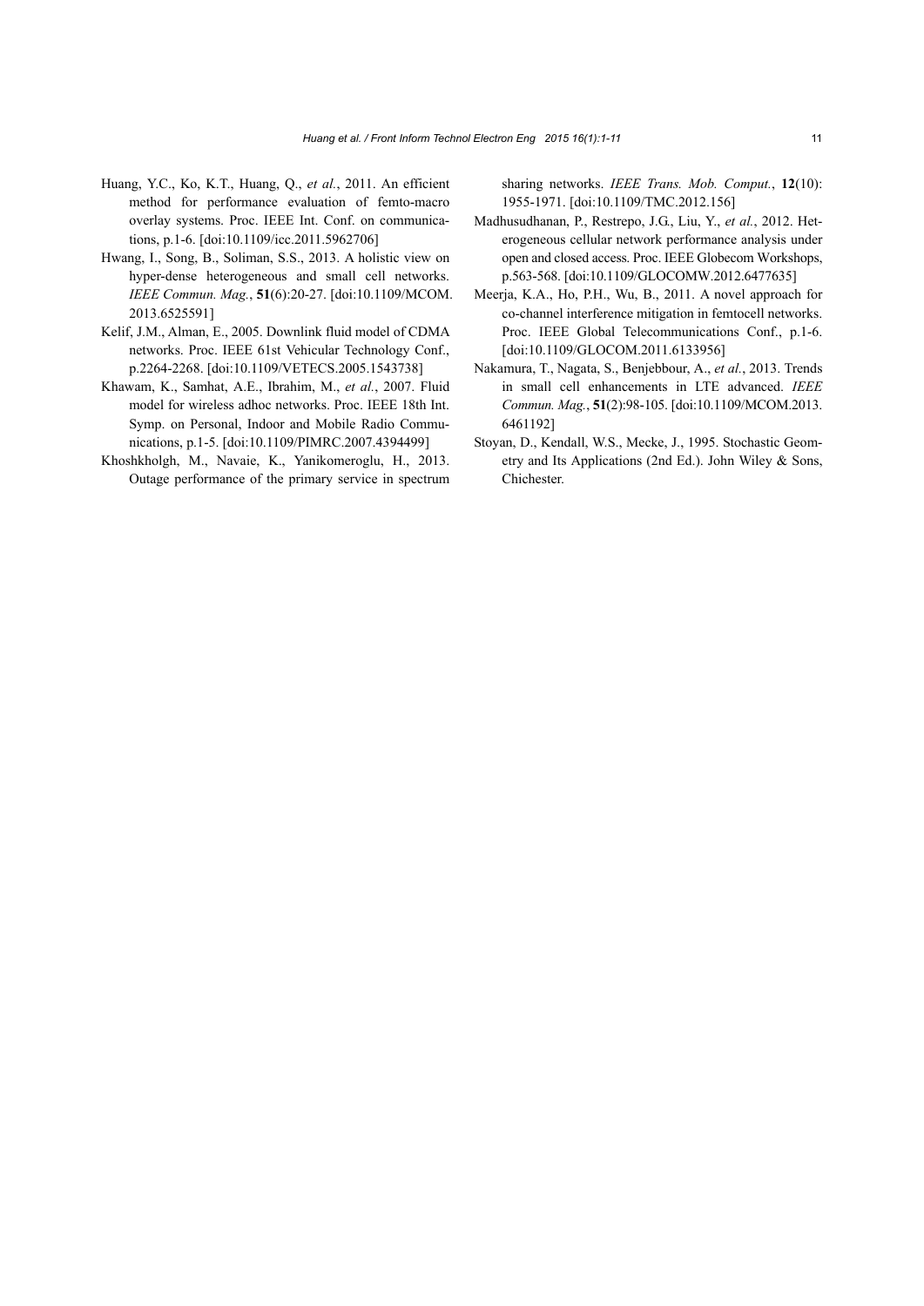Huang, Y.C., Ko, K.T., Huang, Q., *et al.*, 2011. An efficient method for performance evaluation of femto-macro overlay systems. Proc. IEEE Int. Conf. on communications, p.1-6. [doi:10.1109/icc.2011.5962706]

Hwang, I., Song, B., Soliman, S.S., 2013. A holistic view on hyper-dense heterogeneous and small cell networks. *IEEE Commun. Mag.*, **51**(6):20-27. [doi:10.1109/MCOM.2013.6525591]

Kelif, J.M., Alman, E., 2005. Downlink fluid model of CDMA networks. Proc. IEEE 61st Vehicular Technology Conf., p.2264-2268. [doi:10.1109/VETECS.2005.1543738]

Khawam, K., Samhat, A.E., Ibrahim, M., *et al.*, 2007. Fluid model for wireless adhoc networks. Proc. IEEE 18th Int. Symp. on Personal, Indoor and Mobile Radio Communications, p.1-5. [doi:10.1109/PIMRC.2007.4394499]

Khoshkholgh, M., Navaie, K., Yanikomeroglu, H., 2013. Outage performance of the primary service in spectrum sharing networks. *IEEE Trans. Mob. Comput.*, **12**(10): 1955-1971. [doi:10.1109/TMC.2012.156]

Madhusudhanan, P., Restrepo, J.G., Liu, Y., *et al.*, 2012. Heterogeneous cellular network performance analysis under open and closed access. Proc. IEEE Globecom Workshops, p.563-568. [doi:10.1109/GLOCOMW.2012.6477635]

Meerja, K.A., Ho, P.H., Wu, B., 2011. A novel approach for co-channel interference mitigation in femtocell networks. Proc. IEEE Global Telecommunications Conf., p.1-6. [doi:10.1109/GLOCOM.2011.6133956]

Nakamura, T., Nagata, S., Benjebbour, A., *et al.*, 2013. Trends in small cell enhancements in LTE advanced. *IEEE Commun. Mag.*, **51**(2):98-105. [doi:10.1109/MCOM.2013.6461192]

Stoyan, D., Kendall, W.S., Mecke, J., 1995. Stochastic Geometry and Its Applications (2nd Ed.). John Wiley & Sons, Chichester.